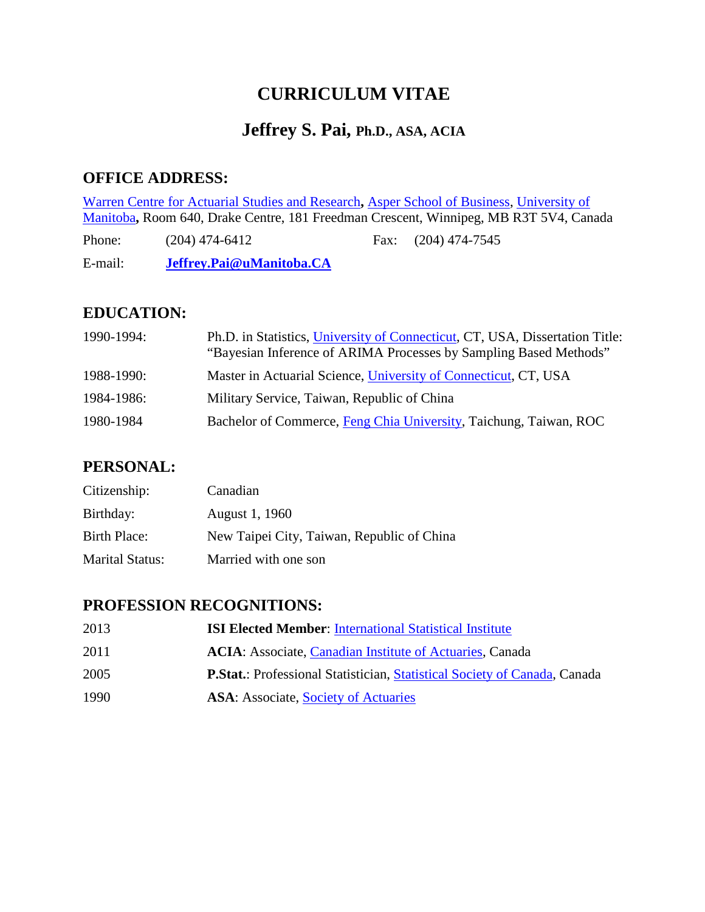# CURRICULUM VITAE

## Jeffrey S. Pai, Ph.D., ASA, ACIA

### OFFICE ADDRESS:

Warren Centre for Actuarial Studies and Research**,** Asper School of Business, University of Manitoba**,** Room 640, Drake Centre, 181 Freedman Crescent, Winnipeg, MB R3T 5V4, Canada

| | | | |
|---|---|---|---|
| Phone: | (204) 474-6412 | Fax: | (204) 474-7545 |
| E-mail: | **Jeffrey.Pai@uManitoba.CA** | | |

### EDUCATION:

| | |
|---|---|
| 1990-1994: | Ph.D. in Statistics, University of Connecticut, CT, USA, Dissertation Title: "Bayesian Inference of ARIMA Processes by Sampling Based Methods" |
| 1988-1990: | Master in Actuarial Science, University of Connecticut, CT, USA |
| 1984-1986: | Military Service, Taiwan, Republic of China |
| 1980-1984 | Bachelor of Commerce, Feng Chia University, Taichung, Taiwan, ROC |

### PERSONAL:

| | |
|---|---|
| Citizenship: | Canadian |
| Birthday: | August 1, 1960 |
| Birth Place: | New Taipei City, Taiwan, Republic of China |
| Marital Status: | Married with one son |

### PROFESSION RECOGNITIONS:

| | |
|---|---|
| 2013 | **ISI Elected Member**: International Statistical Institute |
| 2011 | **ACIA**: Associate, Canadian Institute of Actuaries, Canada |
| 2005 | **P.Stat.**: Professional Statistician, Statistical Society of Canada, Canada |
| 1990 | **ASA**: Associate, Society of Actuaries |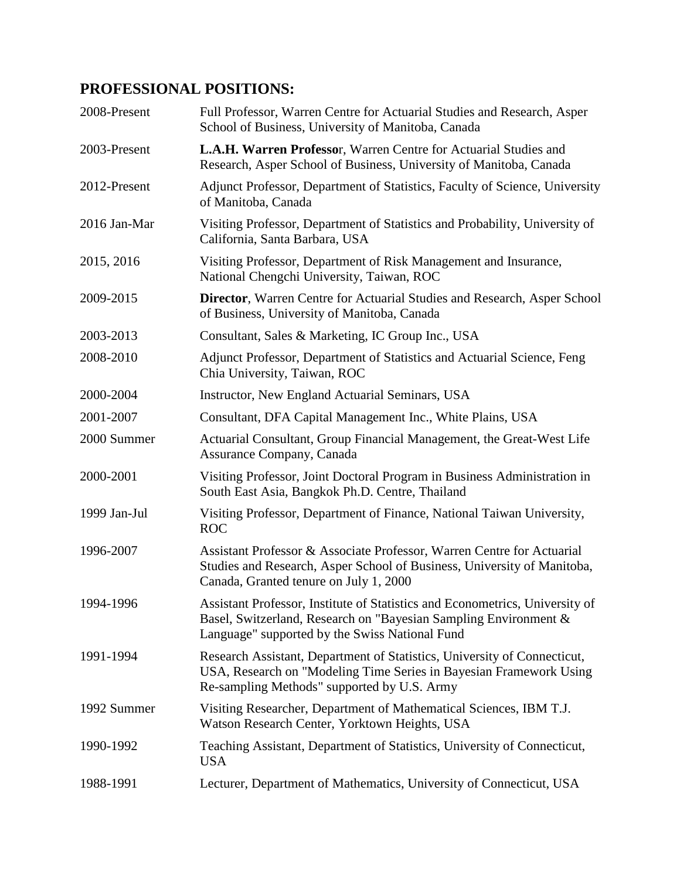## PROFESSIONAL POSITIONS:

| | |
|---|---|
| 2008-Present | Full Professor, Warren Centre for Actuarial Studies and Research, Asper School of Business, University of Manitoba, Canada |
| 2003-Present | **L.A.H. Warren Professo**r, Warren Centre for Actuarial Studies and Research, Asper School of Business, University of Manitoba, Canada |
| 2012-Present | Adjunct Professor, Department of Statistics, Faculty of Science, University of Manitoba, Canada |
| 2016 Jan-Mar | Visiting Professor, Department of Statistics and Probability, University of California, Santa Barbara, USA |
| 2015, 2016 | Visiting Professor, Department of Risk Management and Insurance, National Chengchi University, Taiwan, ROC |
| 2009-2015 | **Director**, Warren Centre for Actuarial Studies and Research, Asper School of Business, University of Manitoba, Canada |
| 2003-2013 | Consultant, Sales & Marketing, IC Group Inc., USA |
| 2008-2010 | Adjunct Professor, Department of Statistics and Actuarial Science, Feng Chia University, Taiwan, ROC |
| 2000-2004 | Instructor, New England Actuarial Seminars, USA |
| 2001-2007 | Consultant, DFA Capital Management Inc., White Plains, USA |
| 2000 Summer | Actuarial Consultant, Group Financial Management, the Great-West Life Assurance Company, Canada |
| 2000-2001 | Visiting Professor, Joint Doctoral Program in Business Administration in South East Asia, Bangkok Ph.D. Centre, Thailand |
| 1999 Jan-Jul | Visiting Professor, Department of Finance, National Taiwan University, ROC |
| 1996-2007 | Assistant Professor & Associate Professor, Warren Centre for Actuarial Studies and Research, Asper School of Business, University of Manitoba, Canada, Granted tenure on July 1, 2000 |
| 1994-1996 | Assistant Professor, Institute of Statistics and Econometrics, University of Basel, Switzerland, Research on "Bayesian Sampling Environment & Language" supported by the Swiss National Fund |
| 1991-1994 | Research Assistant, Department of Statistics, University of Connecticut, USA, Research on "Modeling Time Series in Bayesian Framework Using Re-sampling Methods" supported by U.S. Army |
| 1992 Summer | Visiting Researcher, Department of Mathematical Sciences, IBM T.J. Watson Research Center, Yorktown Heights, USA |
| 1990-1992 | Teaching Assistant, Department of Statistics, University of Connecticut, USA |
| 1988-1991 | Lecturer, Department of Mathematics, University of Connecticut, USA |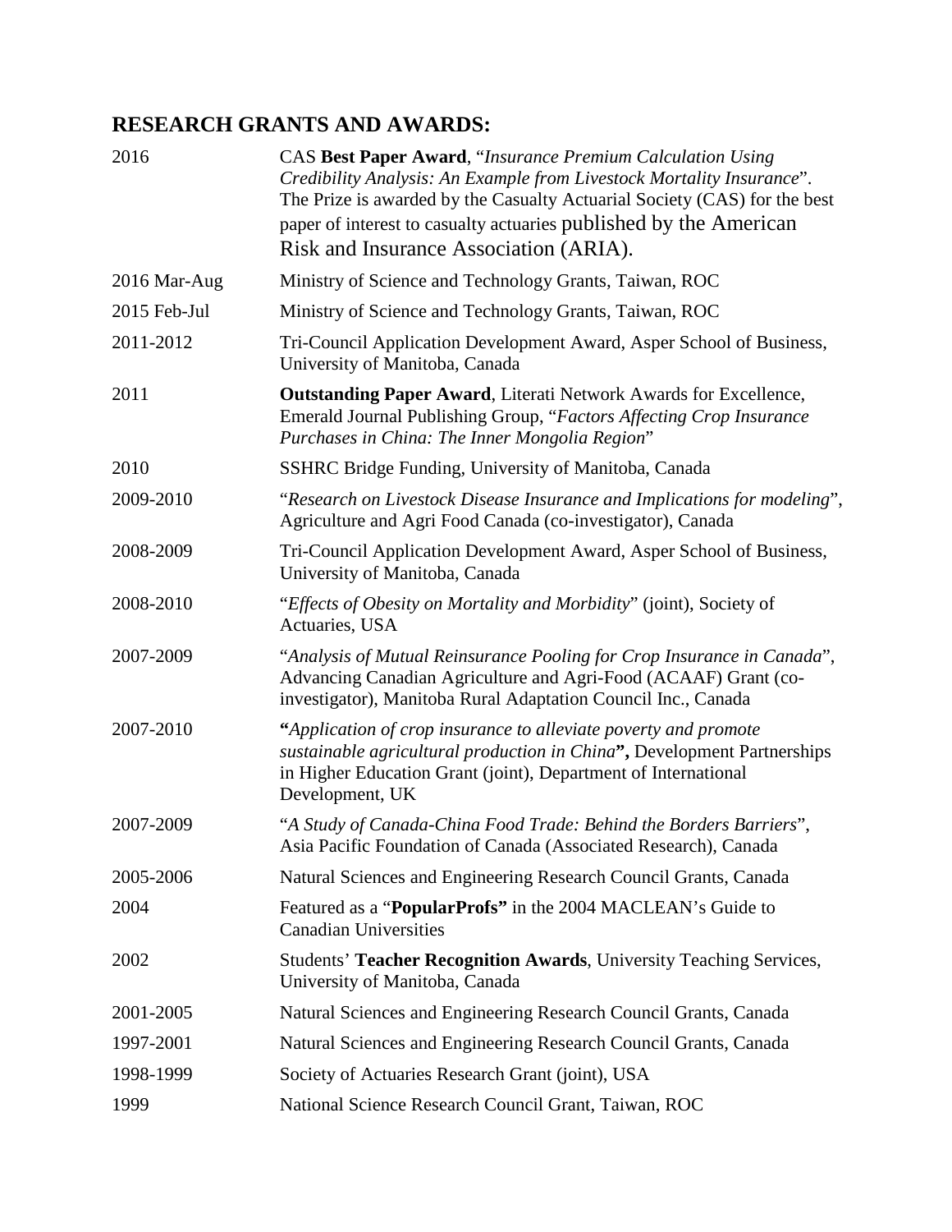## RESEARCH GRANTS AND AWARDS:

| | |
|---|---|
| 2016 | CAS **Best Paper Award**, "*Insurance Premium Calculation Using Credibility Analysis: An Example from Livestock Mortality Insurance*". The Prize is awarded by the Casualty Actuarial Society (CAS) for the best paper of interest to casualty actuaries published by the American Risk and Insurance Association (ARIA). |
| 2016 Mar-Aug | Ministry of Science and Technology Grants, Taiwan, ROC |
| 2015 Feb-Jul | Ministry of Science and Technology Grants, Taiwan, ROC |
| 2011-2012 | Tri-Council Application Development Award, Asper School of Business, University of Manitoba, Canada |
| 2011 | **Outstanding Paper Award**, Literati Network Awards for Excellence, Emerald Journal Publishing Group, "*Factors Affecting Crop Insurance Purchases in China: The Inner Mongolia Region*" |
| 2010 | SSHRC Bridge Funding, University of Manitoba, Canada |
| 2009-2010 | "*Research on Livestock Disease Insurance and Implications for modeling*", Agriculture and Agri Food Canada (co-investigator), Canada |
| 2008-2009 | Tri-Council Application Development Award, Asper School of Business, University of Manitoba, Canada |
| 2008-2010 | "*Effects of Obesity on Mortality and Morbidity*" (joint), Society of Actuaries, USA |
| 2007-2009 | "*Analysis of Mutual Reinsurance Pooling for Crop Insurance in Canada*", Advancing Canadian Agriculture and Agri-Food (ACAAF) Grant (co-investigator), Manitoba Rural Adaptation Council Inc., Canada |
| 2007-2010 | **"***Application of crop insurance to alleviate poverty and promote sustainable agricultural production in China***",** Development Partnerships in Higher Education Grant (joint), Department of International Development, UK |
| 2007-2009 | "*A Study of Canada-China Food Trade: Behind the Borders Barriers*", Asia Pacific Foundation of Canada (Associated Research), Canada |
| 2005-2006 | Natural Sciences and Engineering Research Council Grants, Canada |
| 2004 | Featured as a "**PopularProfs"** in the 2004 MACLEAN's Guide to Canadian Universities |
| 2002 | Students' **Teacher Recognition Awards**, University Teaching Services, University of Manitoba, Canada |
| 2001-2005 | Natural Sciences and Engineering Research Council Grants, Canada |
| 1997-2001 | Natural Sciences and Engineering Research Council Grants, Canada |
| 1998-1999 | Society of Actuaries Research Grant (joint), USA |
| 1999 | National Science Research Council Grant, Taiwan, ROC |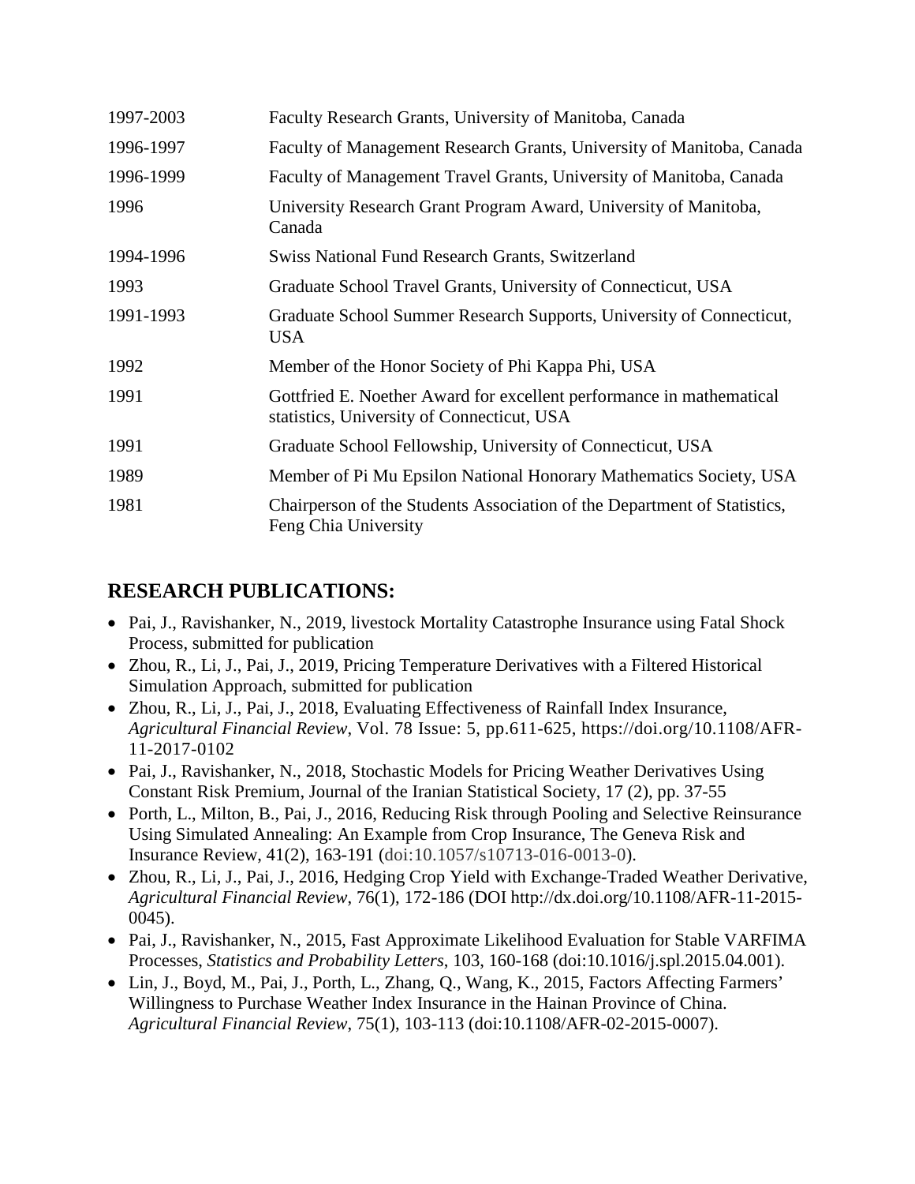| | |
|---|---|
| 1997-2003 | Faculty Research Grants, University of Manitoba, Canada |
| 1996-1997 | Faculty of Management Research Grants, University of Manitoba, Canada |
| 1996-1999 | Faculty of Management Travel Grants, University of Manitoba, Canada |
| 1996 | University Research Grant Program Award, University of Manitoba, Canada |
| 1994-1996 | Swiss National Fund Research Grants, Switzerland |
| 1993 | Graduate School Travel Grants, University of Connecticut, USA |
| 1991-1993 | Graduate School Summer Research Supports, University of Connecticut, USA |
| 1992 | Member of the Honor Society of Phi Kappa Phi, USA |
| 1991 | Gottfried E. Noether Award for excellent performance in mathematical statistics, University of Connecticut, USA |
| 1991 | Graduate School Fellowship, University of Connecticut, USA |
| 1989 | Member of Pi Mu Epsilon National Honorary Mathematics Society, USA |
| 1981 | Chairperson of the Students Association of the Department of Statistics, Feng Chia University |

## RESEARCH PUBLICATIONS:

- Pai, J., Ravishanker, N., 2019, livestock Mortality Catastrophe Insurance using Fatal Shock Process, submitted for publication
- Zhou, R., Li, J., Pai, J., 2019, Pricing Temperature Derivatives with a Filtered Historical Simulation Approach, submitted for publication
- Zhou, R., Li, J., Pai, J., 2018, Evaluating Effectiveness of Rainfall Index Insurance, *Agricultural Financial Review*, Vol. 78 Issue: 5, pp.611-625, https://doi.org/10.1108/AFR-11-2017-0102
- Pai, J., Ravishanker, N., 2018, Stochastic Models for Pricing Weather Derivatives Using Constant Risk Premium, Journal of the Iranian Statistical Society, 17 (2), pp. 37-55
- Porth, L., Milton, B., Pai, J., 2016, Reducing Risk through Pooling and Selective Reinsurance Using Simulated Annealing: An Example from Crop Insurance, The Geneva Risk and Insurance Review, 41(2), 163-191 (doi:10.1057/s10713-016-0013-0).
- Zhou, R., Li, J., Pai, J., 2016, Hedging Crop Yield with Exchange-Traded Weather Derivative, *Agricultural Financial Review*, 76(1), 172-186 (DOI http://dx.doi.org/10.1108/AFR-11-2015-0045).
- Pai, J., Ravishanker, N., 2015, Fast Approximate Likelihood Evaluation for Stable VARFIMA Processes, *Statistics and Probability Letters*, 103, 160-168 (doi:10.1016/j.spl.2015.04.001).
- Lin, J., Boyd, M., Pai, J., Porth, L., Zhang, Q., Wang, K., 2015, Factors Affecting Farmers' Willingness to Purchase Weather Index Insurance in the Hainan Province of China. *Agricultural Financial Review*, 75(1), 103-113 (doi:10.1108/AFR-02-2015-0007).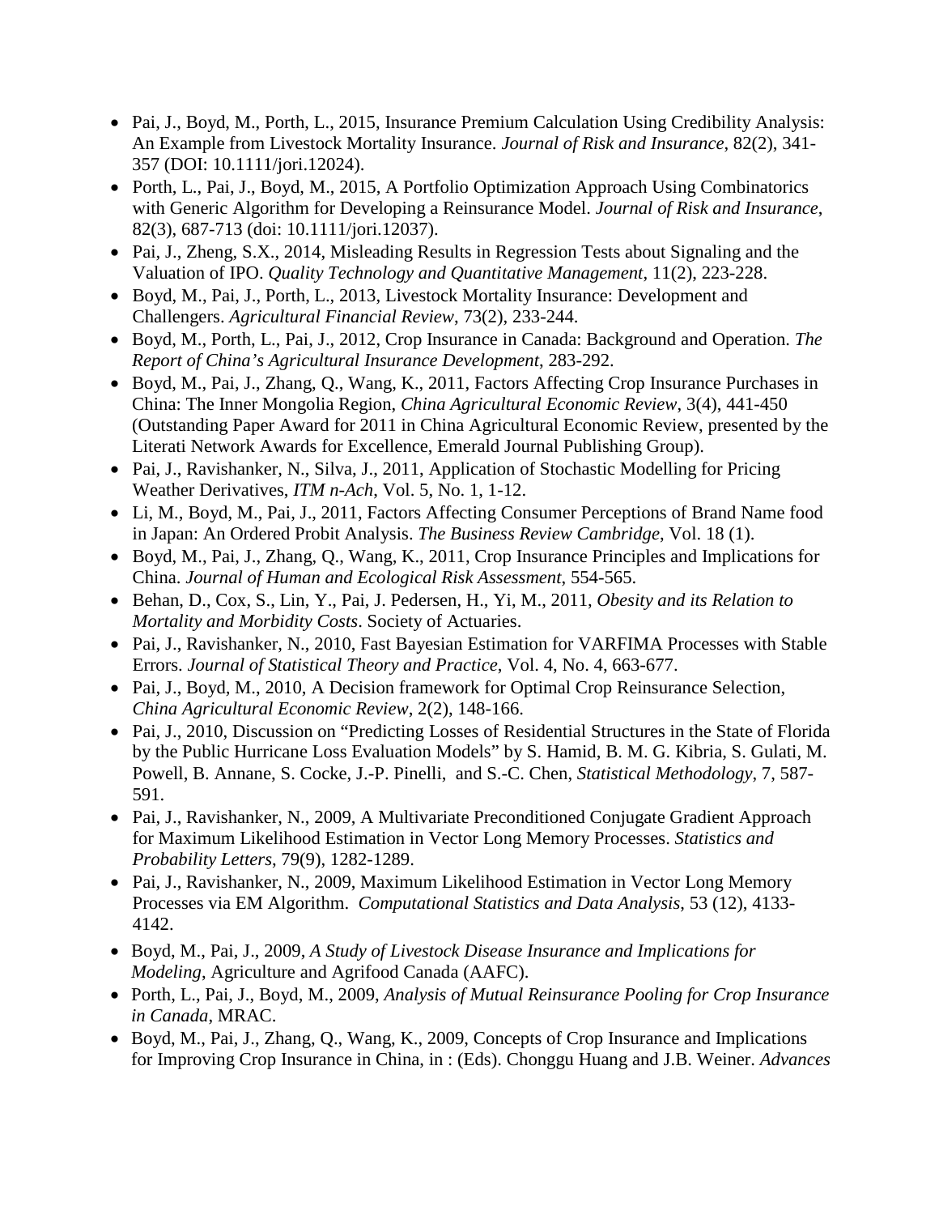- Pai, J., Boyd, M., Porth, L., 2015, Insurance Premium Calculation Using Credibility Analysis: An Example from Livestock Mortality Insurance. *Journal of Risk and Insurance*, 82(2), 341-357 (DOI: 10.1111/jori.12024).
- Porth, L., Pai, J., Boyd, M., 2015, A Portfolio Optimization Approach Using Combinatorics with Generic Algorithm for Developing a Reinsurance Model. *Journal of Risk and Insurance*, 82(3), 687-713 (doi: 10.1111/jori.12037).
- Pai, J., Zheng, S.X., 2014, Misleading Results in Regression Tests about Signaling and the Valuation of IPO. *Quality Technology and Quantitative Management*, 11(2), 223-228.
- Boyd, M., Pai, J., Porth, L., 2013, Livestock Mortality Insurance: Development and Challengers. *Agricultural Financial Review*, 73(2), 233-244.
- Boyd, M., Porth, L., Pai, J., 2012, Crop Insurance in Canada: Background and Operation. *The Report of China's Agricultural Insurance Development*, 283-292.
- Boyd, M., Pai, J., Zhang, Q., Wang, K., 2011, Factors Affecting Crop Insurance Purchases in China: The Inner Mongolia Region, *China Agricultural Economic Review*, 3(4), 441-450 (Outstanding Paper Award for 2011 in China Agricultural Economic Review, presented by the Literati Network Awards for Excellence, Emerald Journal Publishing Group).
- Pai, J., Ravishanker, N., Silva, J., 2011, Application of Stochastic Modelling for Pricing Weather Derivatives, *ITM n-Ach*, Vol. 5, No. 1, 1-12.
- Li, M., Boyd, M., Pai, J., 2011, Factors Affecting Consumer Perceptions of Brand Name food in Japan: An Ordered Probit Analysis. *The Business Review Cambridge*, Vol. 18 (1).
- Boyd, M., Pai, J., Zhang, Q., Wang, K., 2011, Crop Insurance Principles and Implications for China. *Journal of Human and Ecological Risk Assessment*, 554-565.
- Behan, D., Cox, S., Lin, Y., Pai, J. Pedersen, H., Yi, M., 2011, *Obesity and its Relation to Mortality and Morbidity Costs*. Society of Actuaries.
- Pai, J., Ravishanker, N., 2010, Fast Bayesian Estimation for VARFIMA Processes with Stable Errors. *Journal of Statistical Theory and Practice*, Vol. 4, No. 4, 663-677.
- Pai, J., Boyd, M., 2010, A Decision framework for Optimal Crop Reinsurance Selection, *China Agricultural Economic Review*, 2(2), 148-166.
- Pai, J., 2010, Discussion on "Predicting Losses of Residential Structures in the State of Florida by the Public Hurricane Loss Evaluation Models" by S. Hamid, B. M. G. Kibria, S. Gulati, M. Powell, B. Annane, S. Cocke, J.-P. Pinelli, and S.-C. Chen, *Statistical Methodology*, 7, 587-591.
- Pai, J., Ravishanker, N., 2009, A Multivariate Preconditioned Conjugate Gradient Approach for Maximum Likelihood Estimation in Vector Long Memory Processes. *Statistics and Probability Letters*, 79(9), 1282-1289.
- Pai, J., Ravishanker, N., 2009, Maximum Likelihood Estimation in Vector Long Memory Processes via EM Algorithm. *Computational Statistics and Data Analysis*, 53 (12), 4133-4142.
- Boyd, M., Pai, J., 2009, *A Study of Livestock Disease Insurance and Implications for Modeling*, Agriculture and Agrifood Canada (AAFC).
- Porth, L., Pai, J., Boyd, M., 2009, *Analysis of Mutual Reinsurance Pooling for Crop Insurance in Canada*, MRAC.
- Boyd, M., Pai, J., Zhang, Q., Wang, K., 2009, Concepts of Crop Insurance and Implications for Improving Crop Insurance in China, in : (Eds). Chonggu Huang and J.B. Weiner. *Advances*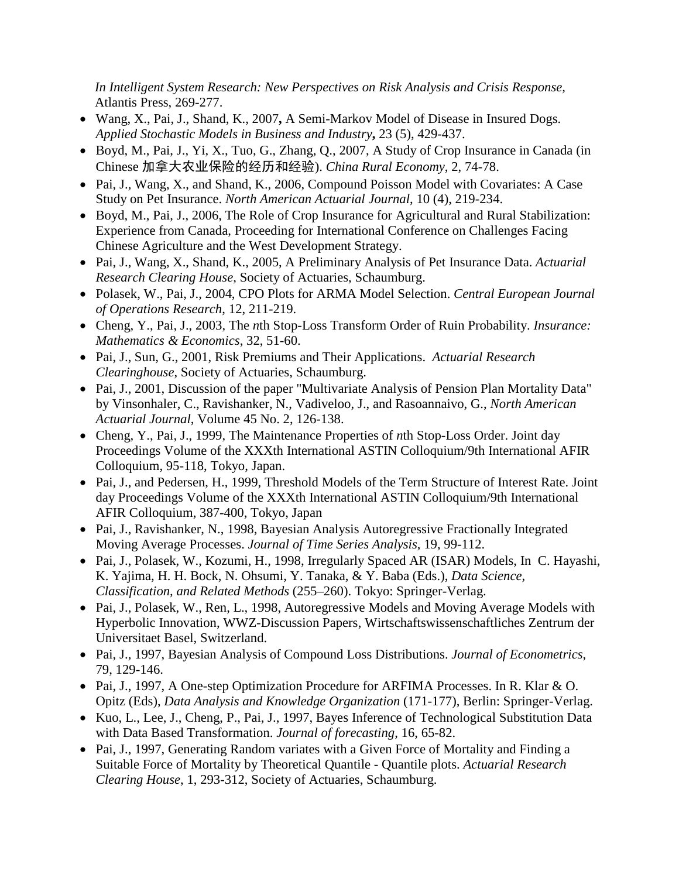*In Intelligent System Research: New Perspectives on Risk Analysis and Crisis Response*, Atlantis Press, 269-277.

- Wang, X., Pai, J., Shand, K., 2007**,** A Semi-Markov Model of Disease in Insured Dogs. *Applied Stochastic Models in Business and Industry***,** 23 (5), 429-437.
- Boyd, M., Pai, J., Yi, X., Tuo, G., Zhang, Q., 2007, A Study of Crop Insurance in Canada (in Chinese 加拿大农业保险的经历和经验). *China Rural Economy*, 2, 74-78.
- Pai, J., Wang, X., and Shand, K., 2006, Compound Poisson Model with Covariates: A Case Study on Pet Insurance. *North American Actuarial Journal*, 10 (4), 219-234.
- Boyd, M., Pai, J., 2006, The Role of Crop Insurance for Agricultural and Rural Stabilization: Experience from Canada, Proceeding for International Conference on Challenges Facing Chinese Agriculture and the West Development Strategy.
- Pai, J., Wang, X., Shand, K., 2005, A Preliminary Analysis of Pet Insurance Data. *Actuarial Research Clearing House*, Society of Actuaries, Schaumburg.
- Polasek, W., Pai, J., 2004, CPO Plots for ARMA Model Selection. *Central European Journal of Operations Research*, 12, 211-219.
- Cheng, Y., Pai, J., 2003, The *n*th Stop-Loss Transform Order of Ruin Probability. *Insurance: Mathematics & Economics*, 32, 51-60.
- Pai, J., Sun, G., 2001, Risk Premiums and Their Applications. *Actuarial Research Clearinghouse*, Society of Actuaries, Schaumburg.
- Pai, J., 2001, Discussion of the paper "Multivariate Analysis of Pension Plan Mortality Data" by Vinsonhaler, C., Ravishanker, N., Vadiveloo, J., and Rasoannaivo, G., *North American Actuarial Journal*, Volume 45 No. 2, 126-138.
- Cheng, Y., Pai, J., 1999, The Maintenance Properties of *n*th Stop-Loss Order. Joint day Proceedings Volume of the XXXth International ASTIN Colloquium/9th International AFIR Colloquium, 95-118, Tokyo, Japan.
- Pai, J., and Pedersen, H., 1999, Threshold Models of the Term Structure of Interest Rate. Joint day Proceedings Volume of the XXXth International ASTIN Colloquium/9th International AFIR Colloquium, 387-400, Tokyo, Japan
- Pai, J., Ravishanker, N., 1998, Bayesian Analysis Autoregressive Fractionally Integrated Moving Average Processes. *Journal of Time Series Analysis*, 19, 99-112.
- Pai, J., Polasek, W., Kozumi, H., 1998, Irregularly Spaced AR (ISAR) Models, In C. Hayashi, K. Yajima, H. H. Bock, N. Ohsumi, Y. Tanaka, & Y. Baba (Eds.), *Data Science, Classification, and Related Methods* (255–260). Tokyo: Springer-Verlag.
- Pai, J., Polasek, W., Ren, L., 1998, Autoregressive Models and Moving Average Models with Hyperbolic Innovation, WWZ-Discussion Papers, Wirtschaftswissenschaftliches Zentrum der Universitaet Basel, Switzerland.
- Pai, J., 1997, Bayesian Analysis of Compound Loss Distributions. *Journal of Econometrics*, 79, 129-146.
- Pai, J., 1997, A One-step Optimization Procedure for ARFIMA Processes. In R. Klar & O. Opitz (Eds), *Data Analysis and Knowledge Organization* (171-177), Berlin: Springer-Verlag.
- Kuo, L., Lee, J., Cheng, P., Pai, J., 1997, Bayes Inference of Technological Substitution Data with Data Based Transformation. *Journal of forecasting*, 16, 65-82.
- Pai, J., 1997, Generating Random variates with a Given Force of Mortality and Finding a Suitable Force of Mortality by Theoretical Quantile - Quantile plots. *Actuarial Research Clearing House*, 1, 293-312, Society of Actuaries, Schaumburg.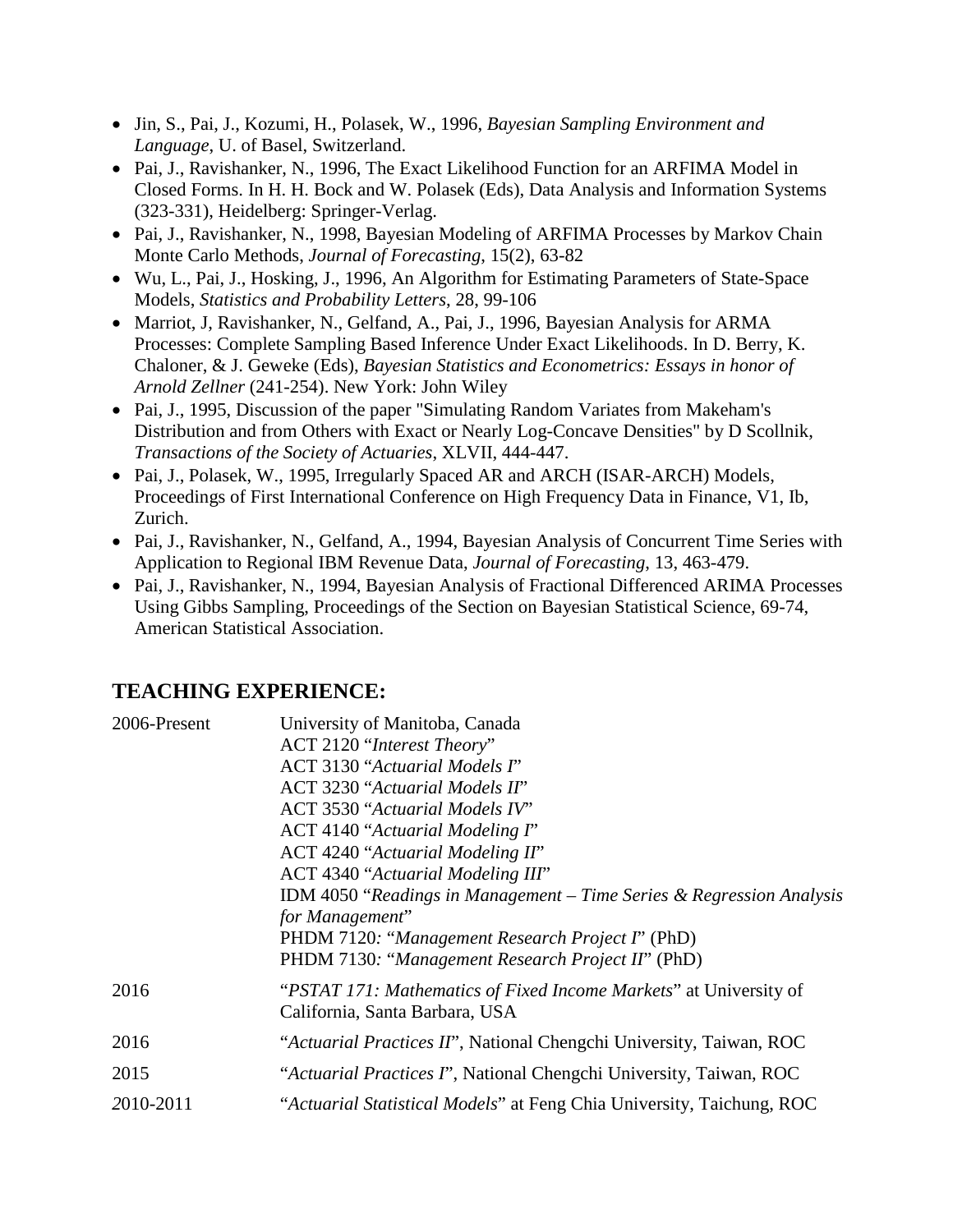- Jin, S., Pai, J., Kozumi, H., Polasek, W., 1996, *Bayesian Sampling Environment and Language*, U. of Basel, Switzerland.
- Pai, J., Ravishanker, N., 1996, The Exact Likelihood Function for an ARFIMA Model in Closed Forms. In H. H. Bock and W. Polasek (Eds), Data Analysis and Information Systems (323-331), Heidelberg: Springer-Verlag.
- Pai, J., Ravishanker, N., 1998, Bayesian Modeling of ARFIMA Processes by Markov Chain Monte Carlo Methods, *Journal of Forecasting*, 15(2), 63-82
- Wu, L., Pai, J., Hosking, J., 1996, An Algorithm for Estimating Parameters of State-Space Models, *Statistics and Probability Letters*, 28, 99-106
- Marriot, J, Ravishanker, N., Gelfand, A., Pai, J., 1996, Bayesian Analysis for ARMA Processes: Complete Sampling Based Inference Under Exact Likelihoods. In D. Berry, K. Chaloner, & J. Geweke (Eds), *Bayesian Statistics and Econometrics: Essays in honor of Arnold Zellner* (241-254). New York: John Wiley
- Pai, J., 1995, Discussion of the paper "Simulating Random Variates from Makeham's Distribution and from Others with Exact or Nearly Log-Concave Densities" by D Scollnik, *Transactions of the Society of Actuaries*, XLVII, 444-447.
- Pai, J., Polasek, W., 1995, Irregularly Spaced AR and ARCH (ISAR-ARCH) Models, Proceedings of First International Conference on High Frequency Data in Finance, V1, Ib, Zurich.
- Pai, J., Ravishanker, N., Gelfand, A., 1994, Bayesian Analysis of Concurrent Time Series with Application to Regional IBM Revenue Data, *Journal of Forecasting*, 13, 463-479.
- Pai, J., Ravishanker, N., 1994, Bayesian Analysis of Fractional Differenced ARIMA Processes Using Gibbs Sampling, Proceedings of the Section on Bayesian Statistical Science, 69-74, American Statistical Association.

## TEACHING EXPERIENCE:

| | |
|---|---|
| 2006-Present | University of Manitoba, Canada<br>ACT 2120 "*Interest Theory*"<br>ACT 3130 "*Actuarial Models I*"<br>ACT 3230 "*Actuarial Models II*"<br>ACT 3530 "*Actuarial Models IV*"<br>ACT 4140 "*Actuarial Modeling I*"<br>ACT 4240 "*Actuarial Modeling II*"<br>ACT 4340 "*Actuarial Modeling III*"<br>IDM 4050 "*Readings in Management – Time Series & Regression Analysis for Management*"<br>PHDM 7120*:* "*Management Research Project I*" (PhD)<br>PHDM 7130*:* "*Management Research Project II*" (PhD) |
| 2016 | "*PSTAT 171: Mathematics of Fixed Income Markets*" at University of California, Santa Barbara, USA |
| 2016 | "*Actuarial Practices II*", National Chengchi University, Taiwan, ROC |
| 2015 | "*Actuarial Practices I*", National Chengchi University, Taiwan, ROC |
| *2*010-2011 | "*Actuarial Statistical Models*" at Feng Chia University, Taichung, ROC |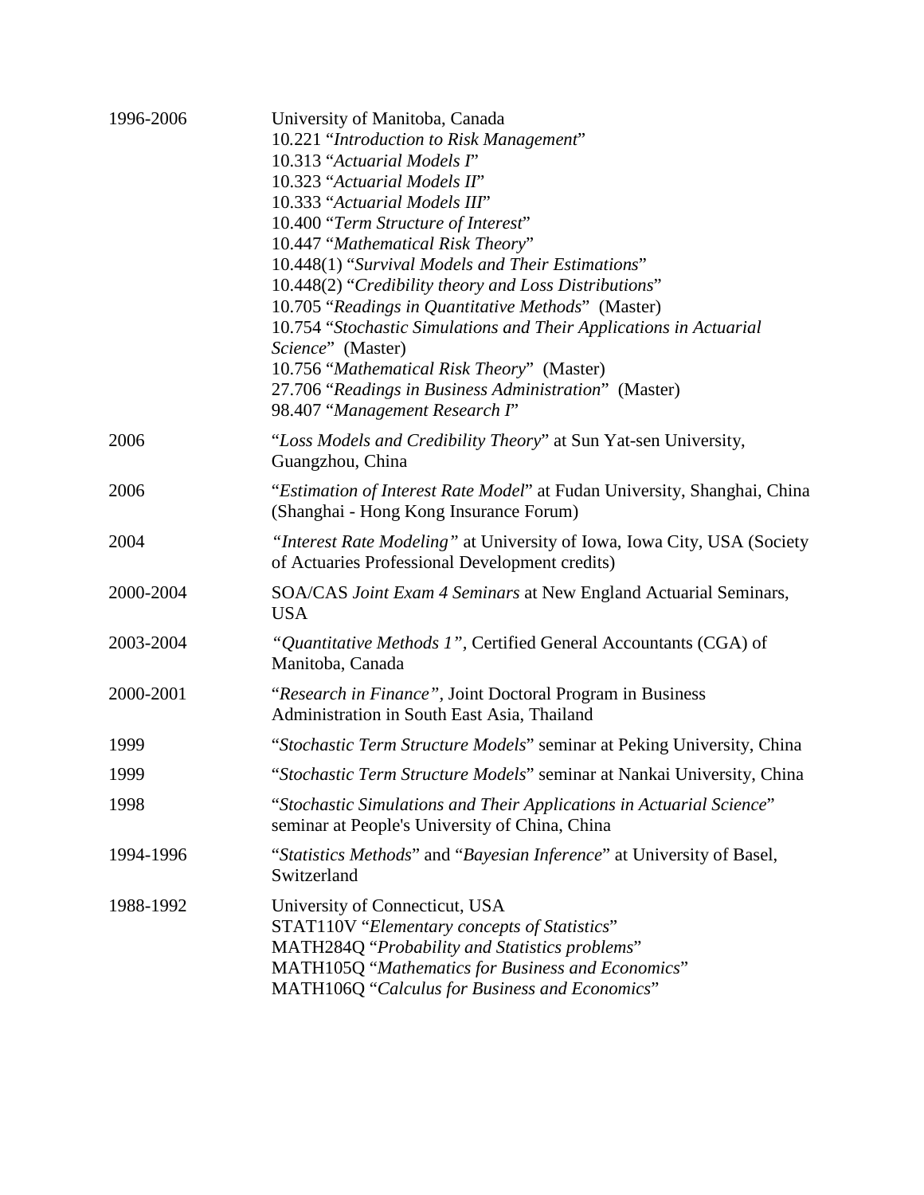| | |
|---|---|
| 1996-2006 | University of Manitoba, Canada<br>10.221 "*Introduction to Risk Management*"<br>10.313 "*Actuarial Models I*"<br>10.323 "*Actuarial Models II*"<br>10.333 "*Actuarial Models III*"<br>10.400 "*Term Structure of Interest*"<br>10.447 "*Mathematical Risk Theory*"<br>10.448(1) "*Survival Models and Their Estimations*"<br>10.448(2) "*Credibility theory and Loss Distributions*"<br>10.705 "*Readings in Quantitative Methods*" (Master)<br>10.754 "*Stochastic Simulations and Their Applications in Actuarial Science*" (Master)<br>10.756 "*Mathematical Risk Theory*" (Master)<br>27.706 "*Readings in Business Administration*" (Master)<br>98.407 "*Management Research I*" |
| 2006 | "*Loss Models and Credibility Theory*" at Sun Yat-sen University, Guangzhou, China |
| 2006 | "*Estimation of Interest Rate Model*" at Fudan University, Shanghai, China (Shanghai - Hong Kong Insurance Forum) |
| 2004 | *"Interest Rate Modeling"* at University of Iowa, Iowa City, USA (Society of Actuaries Professional Development credits) |
| 2000-2004 | SOA/CAS *Joint Exam 4 Seminars* at New England Actuarial Seminars, USA |
| 2003-2004 | *"Quantitative Methods 1"*, Certified General Accountants (CGA) of Manitoba, Canada |
| 2000-2001 | "*Research in Finance"*, Joint Doctoral Program in Business Administration in South East Asia, Thailand |
| 1999 | "*Stochastic Term Structure Models*" seminar at Peking University, China |
| 1999 | "*Stochastic Term Structure Models*" seminar at Nankai University, China |
| 1998 | "*Stochastic Simulations and Their Applications in Actuarial Science*" seminar at People's University of China, China |
| 1994-1996 | "*Statistics Methods*" and "*Bayesian Inference*" at University of Basel, Switzerland |
| 1988-1992 | University of Connecticut, USA<br>STAT110V "*Elementary concepts of Statistics*"<br>MATH284Q "*Probability and Statistics problems*"<br>MATH105Q "*Mathematics for Business and Economics*"<br>MATH106Q "*Calculus for Business and Economics*" |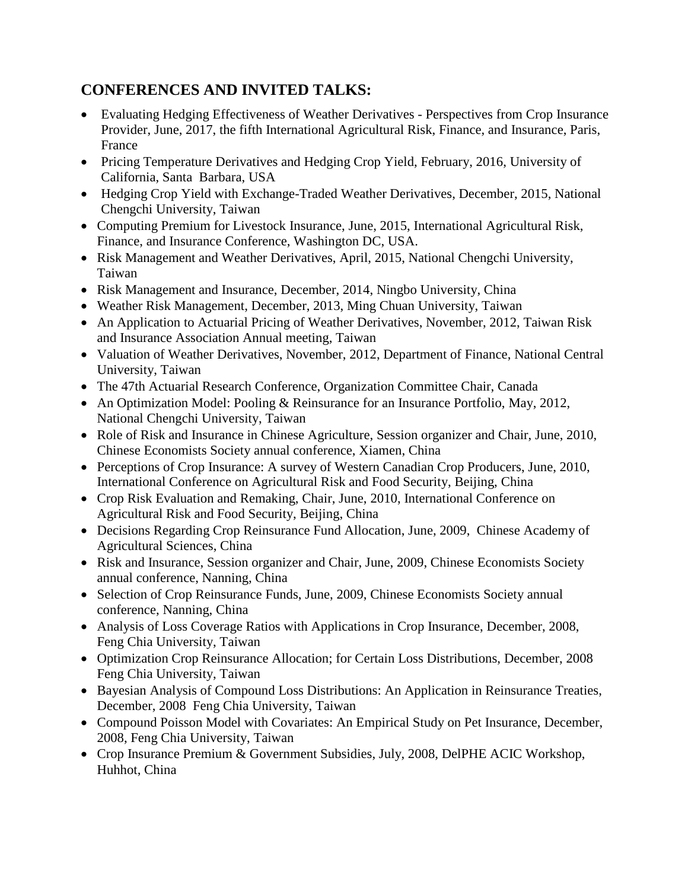## CONFERENCES AND INVITED TALKS:

- Evaluating Hedging Effectiveness of Weather Derivatives - Perspectives from Crop Insurance Provider, June, 2017, the fifth International Agricultural Risk, Finance, and Insurance, Paris, France
- Pricing Temperature Derivatives and Hedging Crop Yield, February, 2016, University of California, Santa Barbara, USA
- Hedging Crop Yield with Exchange-Traded Weather Derivatives, December, 2015, National Chengchi University, Taiwan
- Computing Premium for Livestock Insurance, June, 2015, International Agricultural Risk, Finance, and Insurance Conference, Washington DC, USA.
- Risk Management and Weather Derivatives, April, 2015, National Chengchi University, Taiwan
- Risk Management and Insurance, December, 2014, Ningbo University, China
- Weather Risk Management, December, 2013, Ming Chuan University, Taiwan
- An Application to Actuarial Pricing of Weather Derivatives, November, 2012, Taiwan Risk and Insurance Association Annual meeting, Taiwan
- Valuation of Weather Derivatives, November, 2012, Department of Finance, National Central University, Taiwan
- The 47th Actuarial Research Conference, Organization Committee Chair, Canada
- An Optimization Model: Pooling & Reinsurance for an Insurance Portfolio, May, 2012, National Chengchi University, Taiwan
- Role of Risk and Insurance in Chinese Agriculture, Session organizer and Chair, June, 2010, Chinese Economists Society annual conference, Xiamen, China
- Perceptions of Crop Insurance: A survey of Western Canadian Crop Producers, June, 2010, International Conference on Agricultural Risk and Food Security, Beijing, China
- Crop Risk Evaluation and Remaking, Chair, June, 2010, International Conference on Agricultural Risk and Food Security, Beijing, China
- Decisions Regarding Crop Reinsurance Fund Allocation, June, 2009, Chinese Academy of Agricultural Sciences, China
- Risk and Insurance, Session organizer and Chair, June, 2009, Chinese Economists Society annual conference, Nanning, China
- Selection of Crop Reinsurance Funds, June, 2009, Chinese Economists Society annual conference, Nanning, China
- Analysis of Loss Coverage Ratios with Applications in Crop Insurance, December, 2008, Feng Chia University, Taiwan
- Optimization Crop Reinsurance Allocation; for Certain Loss Distributions, December, 2008 Feng Chia University, Taiwan
- Bayesian Analysis of Compound Loss Distributions: An Application in Reinsurance Treaties, December, 2008 Feng Chia University, Taiwan
- Compound Poisson Model with Covariates: An Empirical Study on Pet Insurance, December, 2008, Feng Chia University, Taiwan
- Crop Insurance Premium & Government Subsidies, July, 2008, DelPHE ACIC Workshop, Huhhot, China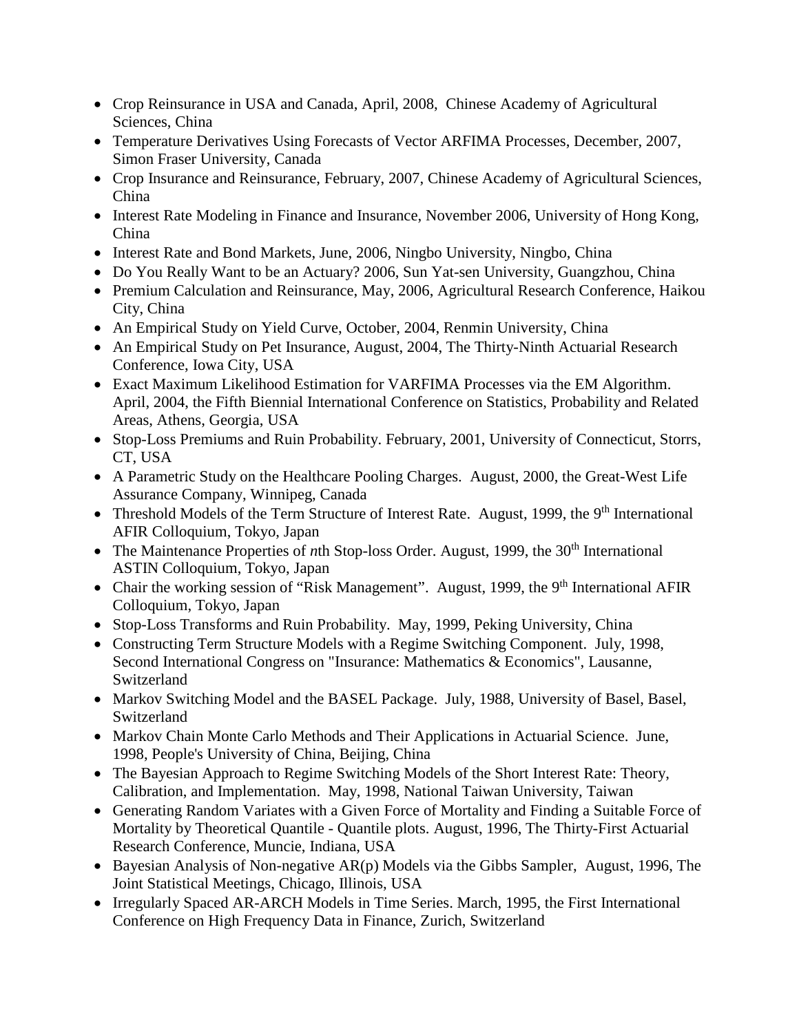- Crop Reinsurance in USA and Canada, April, 2008, Chinese Academy of Agricultural Sciences, China
- Temperature Derivatives Using Forecasts of Vector ARFIMA Processes, December, 2007, Simon Fraser University, Canada
- Crop Insurance and Reinsurance, February, 2007, Chinese Academy of Agricultural Sciences, China
- Interest Rate Modeling in Finance and Insurance, November 2006, University of Hong Kong, China
- Interest Rate and Bond Markets, June, 2006, Ningbo University, Ningbo, China
- Do You Really Want to be an Actuary? 2006, Sun Yat-sen University, Guangzhou, China
- Premium Calculation and Reinsurance, May, 2006, Agricultural Research Conference, Haikou City, China
- An Empirical Study on Yield Curve, October, 2004, Renmin University, China
- An Empirical Study on Pet Insurance, August, 2004, The Thirty-Ninth Actuarial Research Conference, Iowa City, USA
- Exact Maximum Likelihood Estimation for VARFIMA Processes via the EM Algorithm. April, 2004, the Fifth Biennial International Conference on Statistics, Probability and Related Areas, Athens, Georgia, USA
- Stop-Loss Premiums and Ruin Probability. February, 2001, University of Connecticut, Storrs, CT, USA
- A Parametric Study on the Healthcare Pooling Charges. August, 2000, the Great-West Life Assurance Company, Winnipeg, Canada
- Threshold Models of the Term Structure of Interest Rate. August, 1999, the 9th International AFIR Colloquium, Tokyo, Japan
- The Maintenance Properties of *n*th Stop-loss Order. August, 1999, the 30th International ASTIN Colloquium, Tokyo, Japan
- Chair the working session of "Risk Management". August, 1999, the 9th International AFIR Colloquium, Tokyo, Japan
- Stop-Loss Transforms and Ruin Probability. May, 1999, Peking University, China
- Constructing Term Structure Models with a Regime Switching Component. July, 1998, Second International Congress on "Insurance: Mathematics & Economics", Lausanne, Switzerland
- Markov Switching Model and the BASEL Package. July, 1988, University of Basel, Basel, Switzerland
- Markov Chain Monte Carlo Methods and Their Applications in Actuarial Science. June, 1998, People's University of China, Beijing, China
- The Bayesian Approach to Regime Switching Models of the Short Interest Rate: Theory, Calibration, and Implementation. May, 1998, National Taiwan University, Taiwan
- Generating Random Variates with a Given Force of Mortality and Finding a Suitable Force of Mortality by Theoretical Quantile - Quantile plots. August, 1996, The Thirty-First Actuarial Research Conference, Muncie, Indiana, USA
- Bayesian Analysis of Non-negative AR(p) Models via the Gibbs Sampler, August, 1996, The Joint Statistical Meetings, Chicago, Illinois, USA
- Irregularly Spaced AR-ARCH Models in Time Series. March, 1995, the First International Conference on High Frequency Data in Finance, Zurich, Switzerland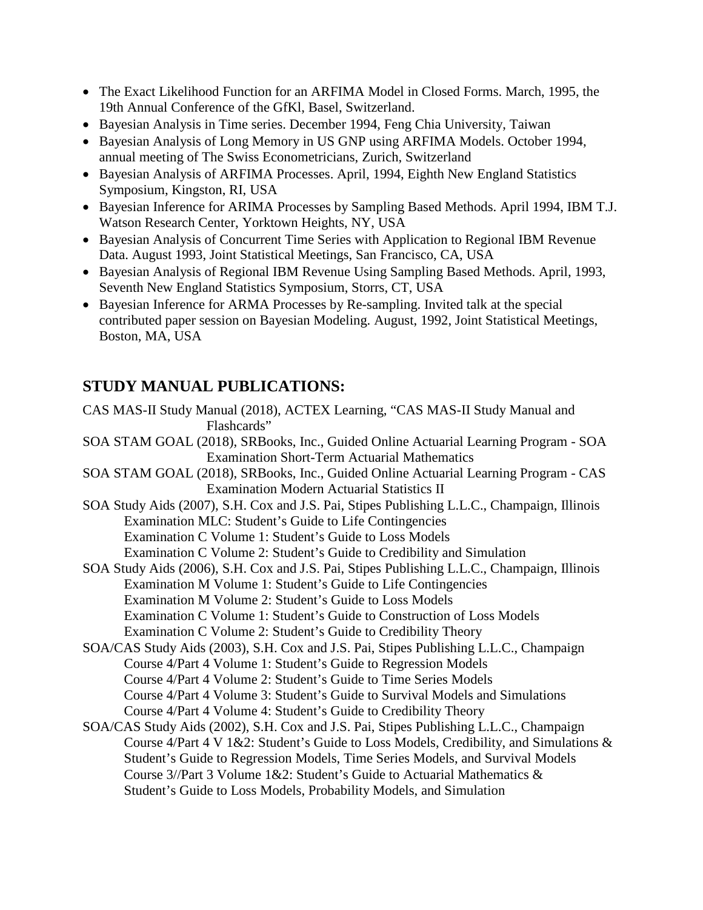- The Exact Likelihood Function for an ARFIMA Model in Closed Forms. March, 1995, the 19th Annual Conference of the GfKl, Basel, Switzerland.
- Bayesian Analysis in Time series. December 1994, Feng Chia University, Taiwan
- Bayesian Analysis of Long Memory in US GNP using ARFIMA Models. October 1994, annual meeting of The Swiss Econometricians, Zurich, Switzerland
- Bayesian Analysis of ARFIMA Processes. April, 1994, Eighth New England Statistics Symposium, Kingston, RI, USA
- Bayesian Inference for ARIMA Processes by Sampling Based Methods. April 1994, IBM T.J. Watson Research Center, Yorktown Heights, NY, USA
- Bayesian Analysis of Concurrent Time Series with Application to Regional IBM Revenue Data. August 1993, Joint Statistical Meetings, San Francisco, CA, USA
- Bayesian Analysis of Regional IBM Revenue Using Sampling Based Methods. April, 1993, Seventh New England Statistics Symposium, Storrs, CT, USA
- Bayesian Inference for ARMA Processes by Re-sampling. Invited talk at the special contributed paper session on Bayesian Modeling. August, 1992, Joint Statistical Meetings, Boston, MA, USA

## STUDY MANUAL PUBLICATIONS:

CAS MAS-II Study Manual (2018), ACTEX Learning, "CAS MAS-II Study Manual and Flashcards"

SOA STAM GOAL (2018), SRBooks, Inc., Guided Online Actuarial Learning Program - SOA Examination Short-Term Actuarial Mathematics

SOA STAM GOAL (2018), SRBooks, Inc., Guided Online Actuarial Learning Program - CAS Examination Modern Actuarial Statistics II

SOA Study Aids (2007), S.H. Cox and J.S. Pai, Stipes Publishing L.L.C., Champaign, Illinois
- Examination MLC: Student's Guide to Life Contingencies
- Examination C Volume 1: Student's Guide to Loss Models
- Examination C Volume 2: Student's Guide to Credibility and Simulation

SOA Study Aids (2006), S.H. Cox and J.S. Pai, Stipes Publishing L.L.C., Champaign, Illinois
- Examination M Volume 1: Student's Guide to Life Contingencies
- Examination M Volume 2: Student's Guide to Loss Models
- Examination C Volume 1: Student's Guide to Construction of Loss Models
- Examination C Volume 2: Student's Guide to Credibility Theory

SOA/CAS Study Aids (2003), S.H. Cox and J.S. Pai, Stipes Publishing L.L.C., Champaign
- Course 4/Part 4 Volume 1: Student's Guide to Regression Models
- Course 4/Part 4 Volume 2: Student's Guide to Time Series Models
- Course 4/Part 4 Volume 3: Student's Guide to Survival Models and Simulations
- Course 4/Part 4 Volume 4: Student's Guide to Credibility Theory

SOA/CAS Study Aids (2002), S.H. Cox and J.S. Pai, Stipes Publishing L.L.C., Champaign
- Course 4/Part 4 V 1&2: Student's Guide to Loss Models, Credibility, and Simulations & Student's Guide to Regression Models, Time Series Models, and Survival Models
- Course 3//Part 3 Volume 1&2: Student's Guide to Actuarial Mathematics & Student's Guide to Loss Models, Probability Models, and Simulation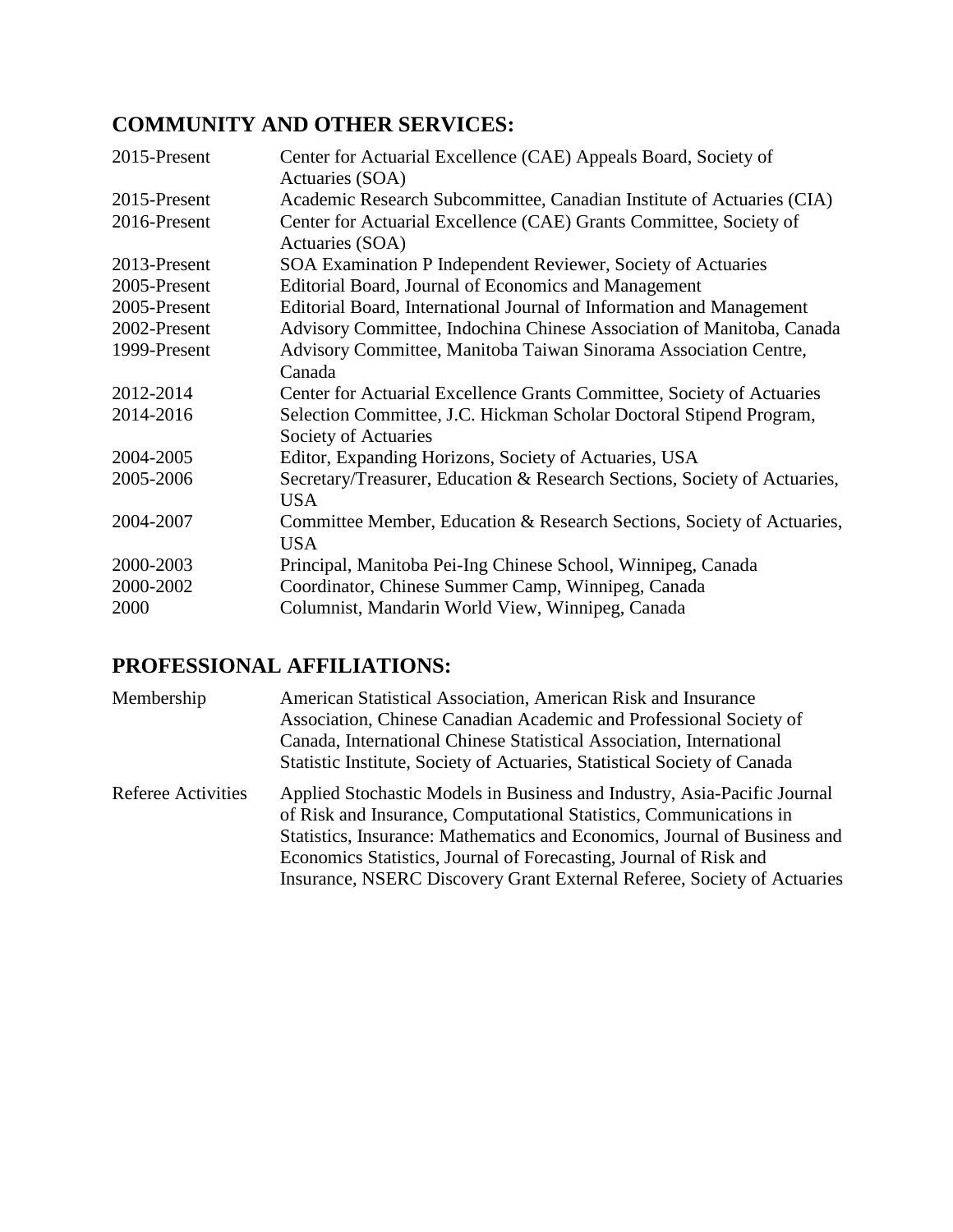## COMMUNITY AND OTHER SERVICES:

| | |
|---|---|
| 2015-Present | Center for Actuarial Excellence (CAE) Appeals Board, Society of Actuaries (SOA) |
| 2015-Present | Academic Research Subcommittee, Canadian Institute of Actuaries (CIA) |
| 2016-Present | Center for Actuarial Excellence (CAE) Grants Committee, Society of Actuaries (SOA) |
| 2013-Present | SOA Examination P Independent Reviewer, Society of Actuaries |
| 2005-Present | Editorial Board, Journal of Economics and Management |
| 2005-Present | Editorial Board, International Journal of Information and Management |
| 2002-Present | Advisory Committee, Indochina Chinese Association of Manitoba, Canada |
| 1999-Present | Advisory Committee, Manitoba Taiwan Sinorama Association Centre, Canada |
| 2012-2014 | Center for Actuarial Excellence Grants Committee, Society of Actuaries |
| 2014-2016 | Selection Committee, J.C. Hickman Scholar Doctoral Stipend Program, Society of Actuaries |
| 2004-2005 | Editor, Expanding Horizons, Society of Actuaries, USA |
| 2005-2006 | Secretary/Treasurer, Education & Research Sections, Society of Actuaries, USA |
| 2004-2007 | Committee Member, Education & Research Sections, Society of Actuaries, USA |
| 2000-2003 | Principal, Manitoba Pei-Ing Chinese School, Winnipeg, Canada |
| 2000-2002 | Coordinator, Chinese Summer Camp, Winnipeg, Canada |
| 2000 | Columnist, Mandarin World View, Winnipeg, Canada |

## PROFESSIONAL AFFILIATIONS:

| | |
|---|---|
| Membership | American Statistical Association, American Risk and Insurance Association, Chinese Canadian Academic and Professional Society of Canada, International Chinese Statistical Association, International Statistic Institute, Society of Actuaries, Statistical Society of Canada |
| Referee Activities | Applied Stochastic Models in Business and Industry, Asia-Pacific Journal of Risk and Insurance, Computational Statistics, Communications in Statistics, Insurance: Mathematics and Economics, Journal of Business and Economics Statistics, Journal of Forecasting, Journal of Risk and Insurance, NSERC Discovery Grant External Referee, Society of Actuaries |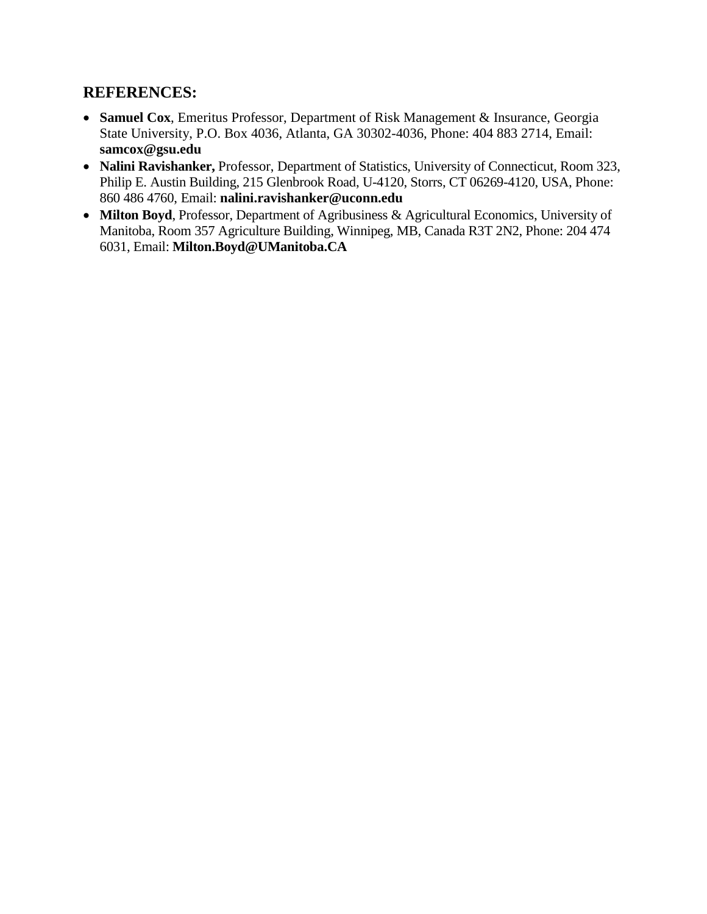## REFERENCES:

- **Samuel Cox**, Emeritus Professor, Department of Risk Management & Insurance, Georgia State University, P.O. Box 4036, Atlanta, GA 30302-4036, Phone: 404 883 2714, Email: **samcox@gsu.edu**
- **Nalini Ravishanker,** Professor, Department of Statistics, University of Connecticut, Room 323, Philip E. Austin Building, 215 Glenbrook Road, U-4120, Storrs, CT 06269-4120, USA, Phone: 860 486 4760, Email: **nalini.ravishanker@uconn.edu**
- **Milton Boyd**, Professor, Department of Agribusiness & Agricultural Economics, University of Manitoba, Room 357 Agriculture Building, Winnipeg, MB, Canada R3T 2N2, Phone: 204 474 6031, Email: **Milton.Boyd@UManitoba.CA**